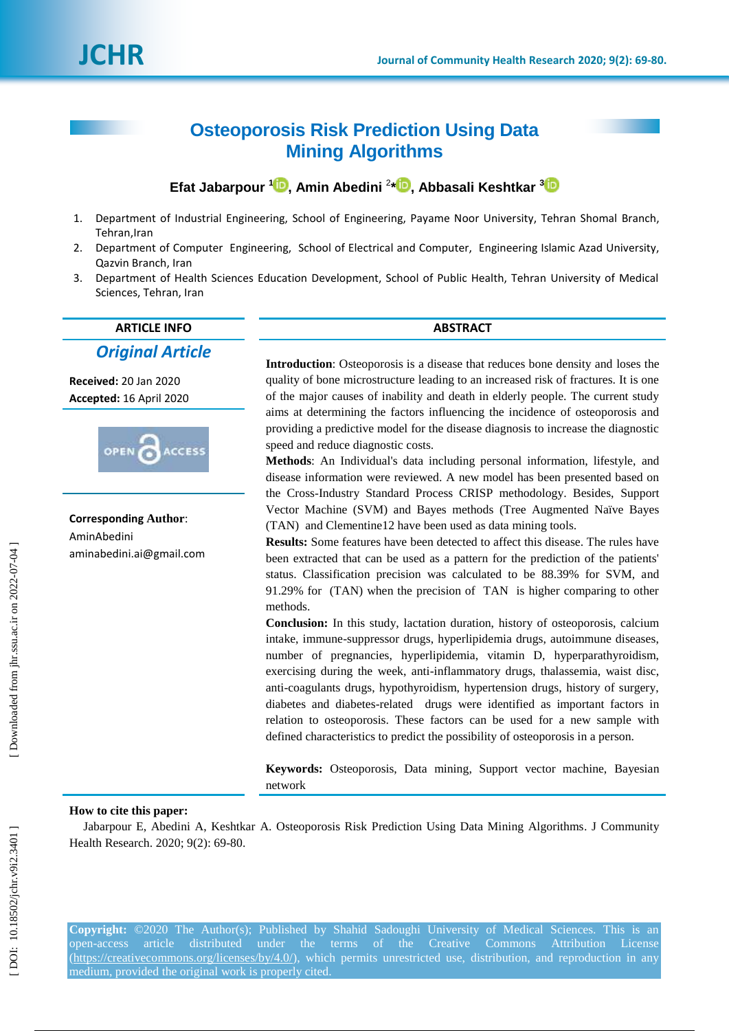# Osteoporosis Risk Prediction Using Data Mining Algorithms

**Efat Jabarpour** [1], **Amin Abedini** [2*], **Abbasali Keshtkar** [3]

1. Department of Industrial Engineering, School of Engineering, Payame Noor University, Tehran Shomal Branch, Tehran,Iran
2. Department of Computer Engineering, School of Electrical and Computer, Engineering Islamic Azad University, Qazvin Branch, Iran
3. Department of Health Sciences Education Development, School of Public Health, Tehran University of Medical Sciences, Tehran, Iran

**ARTICLE INFO**

***Original Article***

**Received:** 20 Jan 2020
**Accepted:** 16 April 2020

OPEN ACCESS

**Corresponding Author**:
AminAbedini
aminabedini.ai@gmail.com

**ABSTRACT**

**Introduction**: Osteoporosis is a disease that reduces bone density and loses the quality of bone microstructure leading to an increased risk of fractures. It is one of the major causes of inability and death in elderly people. The current study aims at determining the factors influencing the incidence of osteoporosis and providing a predictive model for the disease diagnosis to increase the diagnostic speed and reduce diagnostic costs.

**Methods**: An Individual's data including personal information, lifestyle, and disease information were reviewed. A new model has been presented based on the Cross-Industry Standard Process CRISP methodology. Besides, Support Vector Machine (SVM) and Bayes methods (Tree Augmented Naïve Bayes (TAN) and Clementine12 have been used as data mining tools.

**Results:** Some features have been detected to affect this disease. The rules have been extracted that can be used as a pattern for the prediction of the patients' status. Classification precision was calculated to be 88.39% for SVM, and 91.29% for (TAN) when the precision of TAN is higher comparing to other methods.

**Conclusion:** In this study, lactation duration, history of osteoporosis, calcium intake, immune-suppressor drugs, hyperlipidemia drugs, autoimmune diseases, number of pregnancies, hyperlipidemia, vitamin D, hyperparathyroidism, exercising during the week, anti-inflammatory drugs, thalassemia, waist disc, anti-coagulants drugs, hypothyroidism, hypertension drugs, history of surgery, diabetes and diabetes-related drugs were identified as important factors in relation to osteoporosis. These factors can be used for a new sample with defined characteristics to predict the possibility of osteoporosis in a person.

**Keywords:** Osteoporosis, Data mining, Support vector machine, Bayesian network

**How to cite this paper:**

Jabarpour E, Abedini A, Keshtkar A. Osteoporosis Risk Prediction Using Data Mining Algorithms. J Community Health Research. 2020; 9(2): 69-80.

**Copyright:** ©2020 The Author(s); Published by Shahid Sadoughi University of Medical Sciences. This is an open-access article distributed under the terms of the Creative Commons Attribution License (https://creativecommons.org/licenses/by/4.0/), which permits unrestricted use, distribution, and reproduction in any medium, provided the original work is properly cited.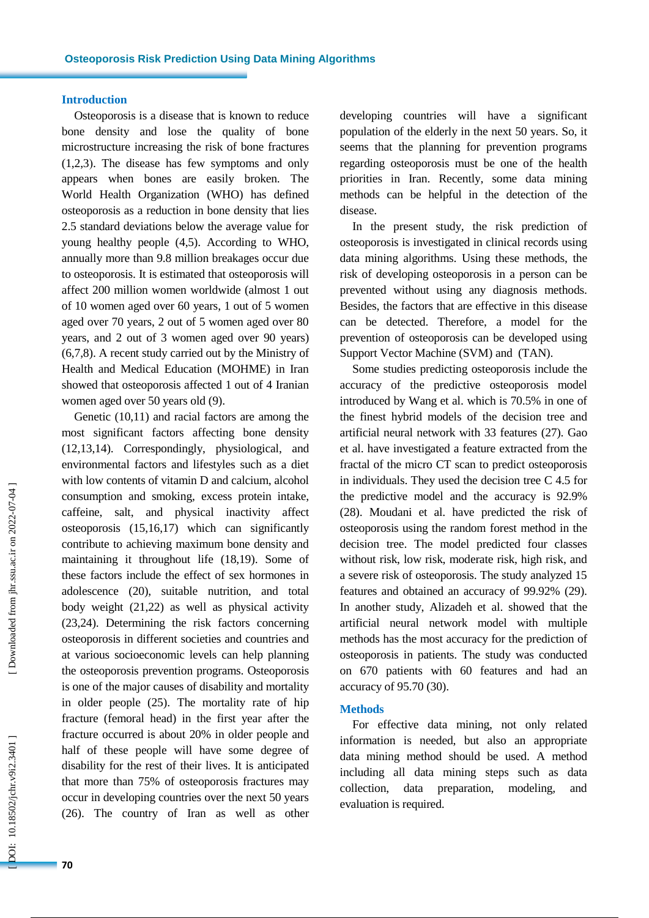## Introduction

Osteoporosis is a disease that is known to reduce bone density and lose the quality of bone microstructure increasing the risk of bone fractures (1,2,3). The disease has few symptoms and only appears when bones are easily broken. The World Health Organization (WHO) has defined osteoporosis as a reduction in bone density that lies 2.5 standard deviations below the average value for young healthy people (4,5). According to WHO, annually more than 9.8 million breakages occur due to osteoporosis. It is estimated that osteoporosis will affect 200 million women worldwide (almost 1 out of 10 women aged over 60 years, 1 out of 5 women aged over 70 years, 2 out of 5 women aged over 80 years, and 2 out of 3 women aged over 90 years) (6,7,8). A recent study carried out by the Ministry of Health and Medical Education (MOHME) in Iran showed that osteoporosis affected 1 out of 4 Iranian women aged over 50 years old (9).

Genetic (10,11) and racial factors are among the most significant factors affecting bone density (12,13,14). Correspondingly, physiological, and environmental factors and lifestyles such as a diet with low contents of vitamin D and calcium, alcohol consumption and smoking, excess protein intake, caffeine, salt, and physical inactivity affect osteoporosis (15,16,17) which can significantly contribute to achieving maximum bone density and maintaining it throughout life (18,19). Some of these factors include the effect of sex hormones in adolescence (20), suitable nutrition, and total body weight (21,22) as well as physical activity (23,24). Determining the risk factors concerning osteoporosis in different societies and countries and at various socioeconomic levels can help planning the osteoporosis prevention programs. Osteoporosis is one of the major causes of disability and mortality in older people (25). The mortality rate of hip fracture (femoral head) in the first year after the fracture occurred is about 20% in older people and half of these people will have some degree of disability for the rest of their lives. It is anticipated that more than 75% of osteoporosis fractures may occur in developing countries over the next 50 years (26). The country of Iran as well as other developing countries will have a significant population of the elderly in the next 50 years. So, it seems that the planning for prevention programs regarding osteoporosis must be one of the health priorities in Iran. Recently, some data mining methods can be helpful in the detection of the disease.

In the present study, the risk prediction of osteoporosis is investigated in clinical records using data mining algorithms. Using these methods, the risk of developing osteoporosis in a person can be prevented without using any diagnosis methods. Besides, the factors that are effective in this disease can be detected. Therefore, a model for the prevention of osteoporosis can be developed using Support Vector Machine (SVM) and (TAN).

Some studies predicting osteoporosis include the accuracy of the predictive osteoporosis model introduced by Wang et al. which is 70.5% in one of the finest hybrid models of the decision tree and artificial neural network with 33 features (27). Gao et al. have investigated a feature extracted from the fractal of the micro CT scan to predict osteoporosis in individuals. They used the decision tree C 4.5 for the predictive model and the accuracy is 92.9% (28). Moudani et al. have predicted the risk of osteoporosis using the random forest method in the decision tree. The model predicted four classes without risk, low risk, moderate risk, high risk, and a severe risk of osteoporosis. The study analyzed 15 features and obtained an accuracy of 99.92% (29). In another study, Alizadeh et al. showed that the artificial neural network model with multiple methods has the most accuracy for the prediction of osteoporosis in patients. The study was conducted on 670 patients with 60 features and had an accuracy of 95.70 (30).

## Methods

For effective data mining, not only related information is needed, but also an appropriate data mining method should be used. A method including all data mining steps such as data collection, data preparation, modeling, and evaluation is required.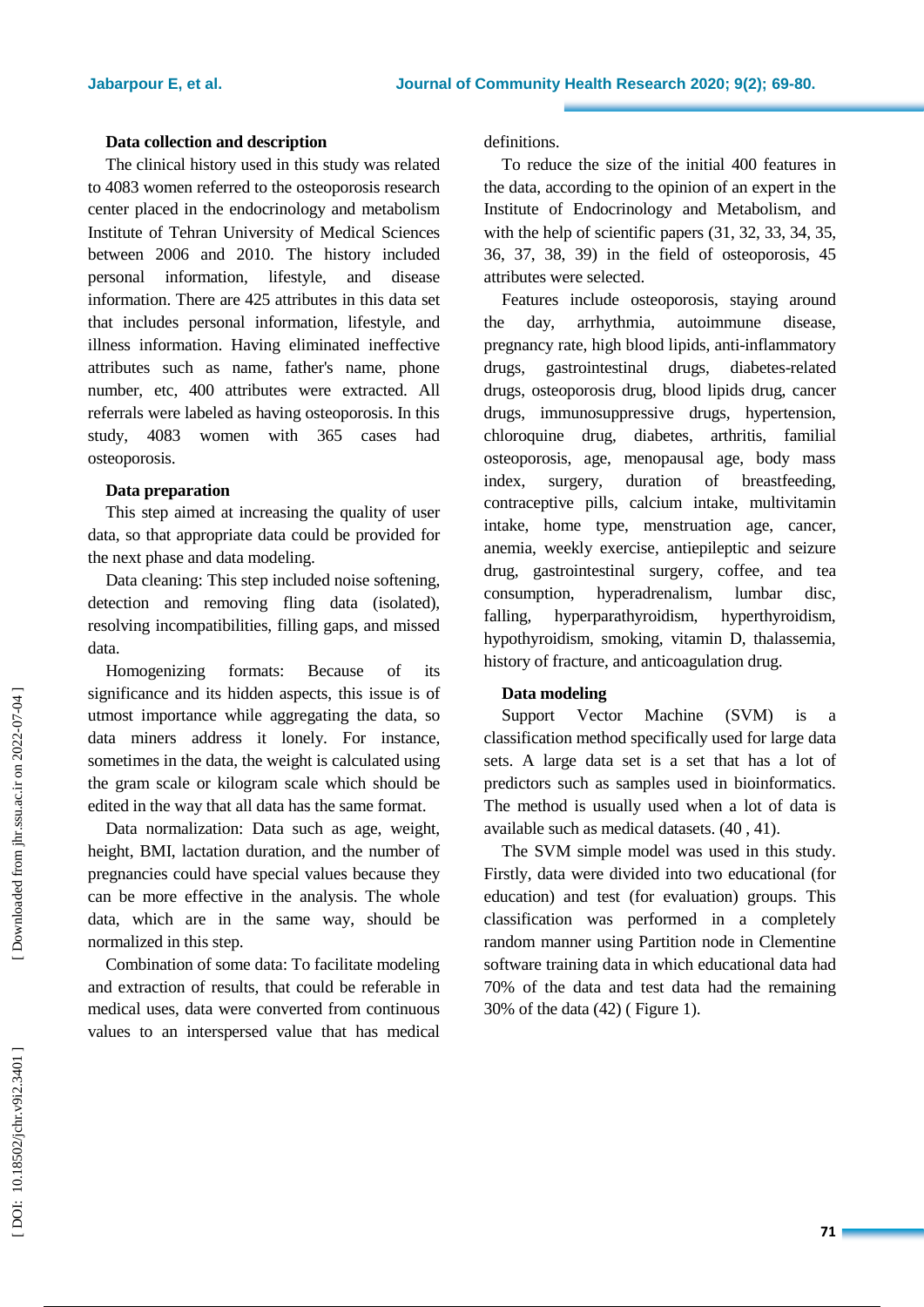### Data collection and description

The clinical history used in this study was related to 4083 women referred to the osteoporosis research center placed in the endocrinology and metabolism Institute of Tehran University of Medical Sciences between 2006 and 2010. The history included personal information, lifestyle, and disease information. There are 425 attributes in this data set that includes personal information, lifestyle, and illness information. Having eliminated ineffective attributes such as name, father's name, phone number, etc, 400 attributes were extracted. All referrals were labeled as having osteoporosis. In this study, 4083 women with 365 cases had osteoporosis.

### Data preparation

This step aimed at increasing the quality of user data, so that appropriate data could be provided for the next phase and data modeling.

Data cleaning: This step included noise softening, detection and removing fling data (isolated), resolving incompatibilities, filling gaps, and missed data.

Homogenizing formats: Because of its significance and its hidden aspects, this issue is of utmost importance while aggregating the data, so data miners address it lonely. For instance, sometimes in the data, the weight is calculated using the gram scale or kilogram scale which should be edited in the way that all data has the same format.

Data normalization: Data such as age, weight, height, BMI, lactation duration, and the number of pregnancies could have special values because they can be more effective in the analysis. The whole data, which are in the same way, should be normalized in this step.

Combination of some data: To facilitate modeling and extraction of results, that could be referable in medical uses, data were converted from continuous values to an interspersed value that has medical definitions.

To reduce the size of the initial 400 features in the data, according to the opinion of an expert in the Institute of Endocrinology and Metabolism, and with the help of scientific papers (31, 32, 33, 34, 35, 36, 37, 38, 39) in the field of osteoporosis, 45 attributes were selected.

Features include osteoporosis, staying around the day, arrhythmia, autoimmune disease, pregnancy rate, high blood lipids, anti-inflammatory drugs, gastrointestinal drugs, diabetes-related drugs, osteoporosis drug, blood lipids drug, cancer drugs, immunosuppressive drugs, hypertension, chloroquine drug, diabetes, arthritis, familial osteoporosis, age, menopausal age, body mass index, surgery, duration of breastfeeding, contraceptive pills, calcium intake, multivitamin intake, home type, menstruation age, cancer, anemia, weekly exercise, antiepileptic and seizure drug, gastrointestinal surgery, coffee, and tea consumption, hyperadrenalism, lumbar disc, falling, hyperparathyroidism, hyperthyroidism, hypothyroidism, smoking, vitamin D, thalassemia, history of fracture, and anticoagulation drug.

### Data modeling

Support Vector Machine (SVM) is a classification method specifically used for large data sets. A large data set is a set that has a lot of predictors such as samples used in bioinformatics. The method is usually used when a lot of data is available such as medical datasets. (40 , 41).

The SVM simple model was used in this study. Firstly, data were divided into two educational (for education) and test (for evaluation) groups. This classification was performed in a completely random manner using Partition node in Clementine software training data in which educational data had 70% of the data and test data had the remaining 30% of the data (42) ( Figure 1).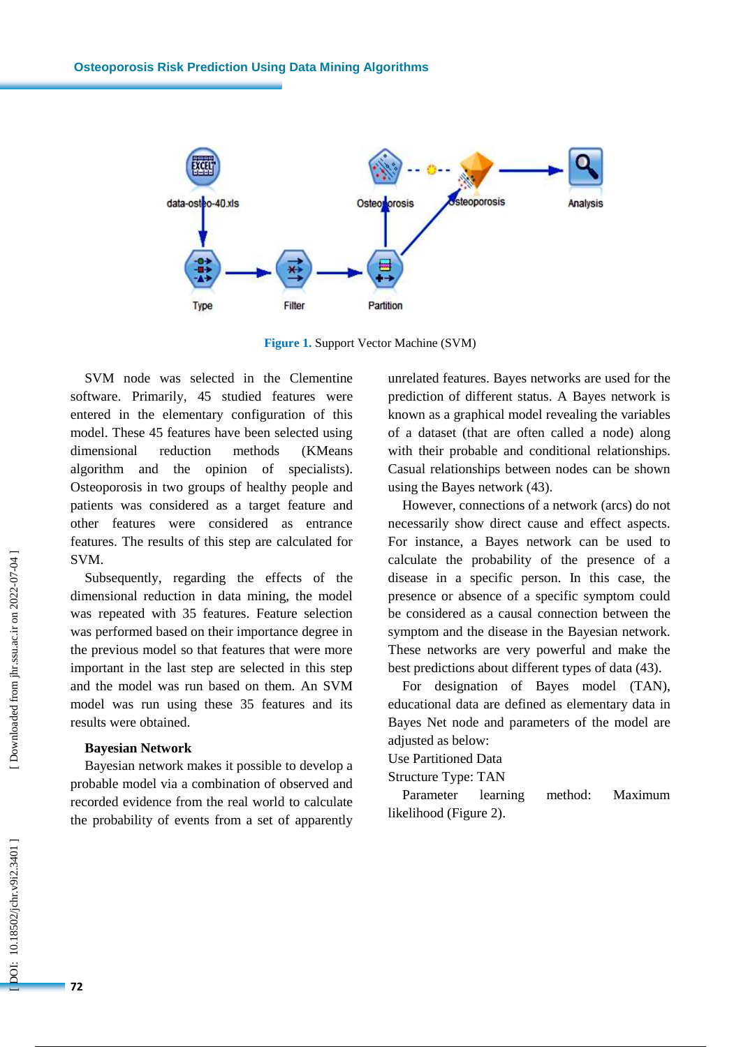**Figure 1.** Support Vector Machine (SVM)

SVM node was selected in the Clementine software. Primarily, 45 studied features were entered in the elementary configuration of this model. These 45 features have been selected using dimensional reduction methods (KMeans algorithm and the opinion of specialists). Osteoporosis in two groups of healthy people and patients was considered as a target feature and other features were considered as entrance features. The results of this step are calculated for SVM.

Subsequently, regarding the effects of the dimensional reduction in data mining, the model was repeated with 35 features. Feature selection was performed based on their importance degree in the previous model so that features that were more important in the last step are selected in this step and the model was run based on them. An SVM model was run using these 35 features and its results were obtained.

**Bayesian Network**

Bayesian network makes it possible to develop a probable model via a combination of observed and recorded evidence from the real world to calculate the probability of events from a set of apparently unrelated features. Bayes networks are used for the prediction of different status. A Bayes network is known as a graphical model revealing the variables of a dataset (that are often called a node) along with their probable and conditional relationships. Casual relationships between nodes can be shown using the Bayes network (43).

However, connections of a network (arcs) do not necessarily show direct cause and effect aspects. For instance, a Bayes network can be used to calculate the probability of the presence of a disease in a specific person. In this case, the presence or absence of a specific symptom could be considered as a causal connection between the symptom and the disease in the Bayesian network. These networks are very powerful and make the best predictions about different types of data (43).

For designation of Bayes model (TAN), educational data are defined as elementary data in Bayes Net node and parameters of the model are adjusted as below:

Use Partitioned Data

Structure Type: TAN

Parameter learning method: Maximum likelihood (Figure 2).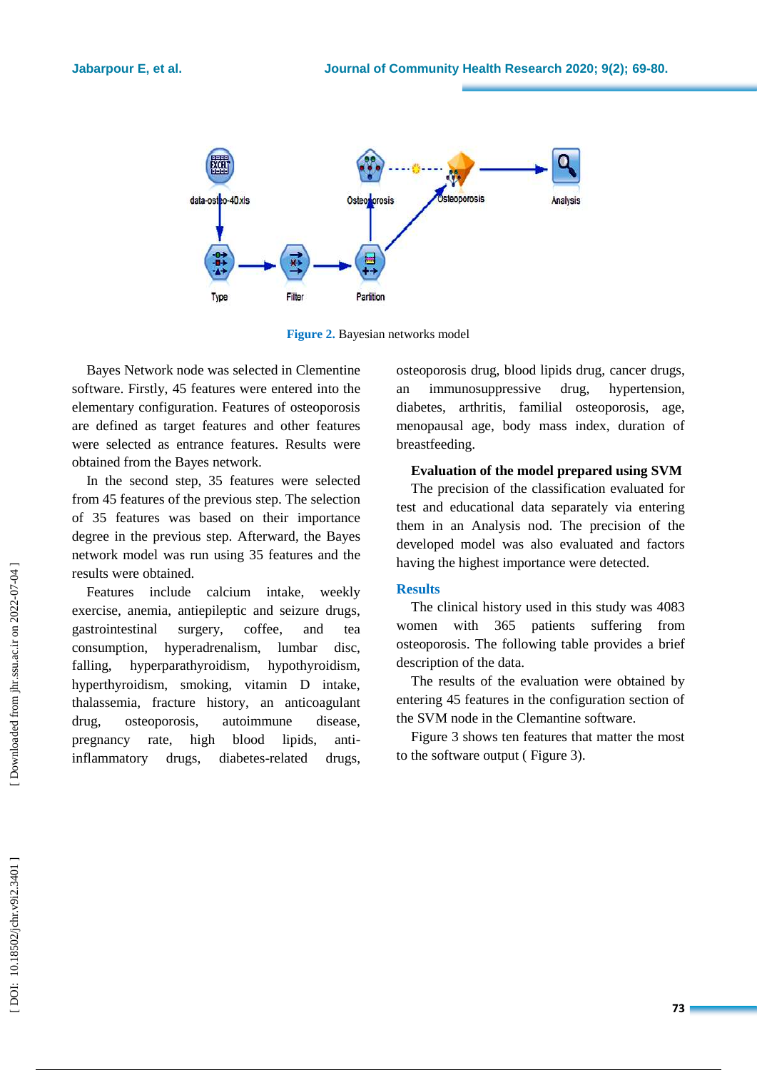Figure 2. Bayesian networks model

Bayes Network node was selected in Clementine software. Firstly, 45 features were entered into the elementary configuration. Features of osteoporosis are defined as target features and other features were selected as entrance features. Results were obtained from the Bayes network.

In the second step, 35 features were selected from 45 features of the previous step. The selection of 35 features was based on their importance degree in the previous step. Afterward, the Bayes network model was run using 35 features and the results were obtained.

Features include calcium intake, weekly exercise, anemia, antiepileptic and seizure drugs, gastrointestinal surgery, coffee, and tea consumption, hyperadrenalism, lumbar disc, falling, hyperparathyroidism, hypothyroidism, hyperthyroidism, smoking, vitamin D intake, thalassemia, fracture history, an anticoagulant drug, osteoporosis, autoimmune disease, pregnancy rate, high blood lipids, anti-inflammatory drugs, diabetes-related drugs, osteoporosis drug, blood lipids drug, cancer drugs, an immunosuppressive drug, hypertension, diabetes, arthritis, familial osteoporosis, age, menopausal age, body mass index, duration of breastfeeding.

**Evaluation of the model prepared using SVM**

The precision of the classification evaluated for test and educational data separately via entering them in an Analysis nod. The precision of the developed model was also evaluated and factors having the highest importance were detected.

## Results

The clinical history used in this study was 4083 women with 365 patients suffering from osteoporosis. The following table provides a brief description of the data.

The results of the evaluation were obtained by entering 45 features in the configuration section of the SVM node in the Clemantine software.

Figure 3 shows ten features that matter the most to the software output ( Figure 3).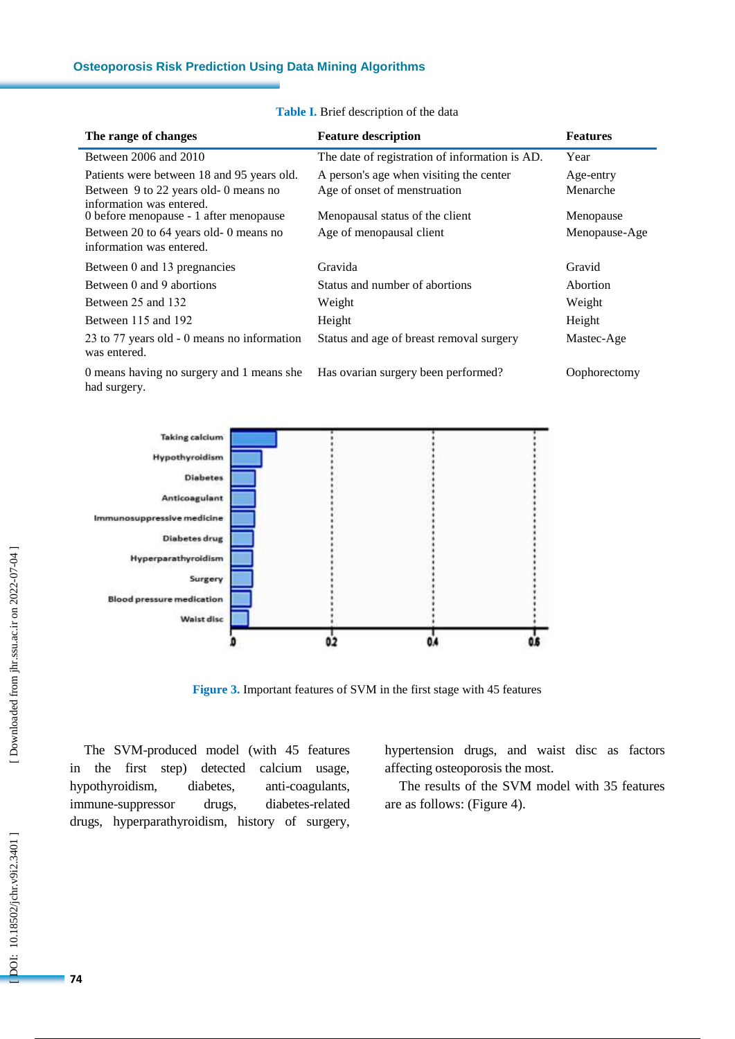Table I. Brief description of the data

| The range of changes | Feature description | Features |
|---|---|---|
| Between 2006 and 2010 | The date of registration of information is AD. | Year |
| Patients were between 18 and 95 years old. | A person's age when visiting the center | Age-entry |
| Between 9 to 22 years old- 0 means no information was entered. | Age of onset of menstruation | Menarche |
| 0 before menopause - 1 after menopause | Menopausal status of the client | Menopause |
| Between 20 to 64 years old- 0 means no information was entered. | Age of menopausal client | Menopause-Age |
| Between 0 and 13 pregnancies | Gravida | Gravid |
| Between 0 and 9 abortions | Status and number of abortions | Abortion |
| Between 25 and 132 | Weight | Weight |
| Between 115 and 192 | Height | Height |
| 23 to 77 years old - 0 means no information was entered. | Status and age of breast removal surgery | Mastec-Age |
| 0 means having no surgery and 1 means she had surgery. | Has ovarian surgery been performed? | Oophorectomy |

Figure 3. Important features of SVM in the first stage with 45 features

The SVM-produced model (with 45 features in the first step) detected calcium usage, hypothyroidism, diabetes, anti-coagulants, immune-suppressor drugs, diabetes-related drugs, hyperparathyroidism, history of surgery, hypertension drugs, and waist disc as factors affecting osteoporosis the most.

The results of the SVM model with 35 features are as follows: (Figure 4).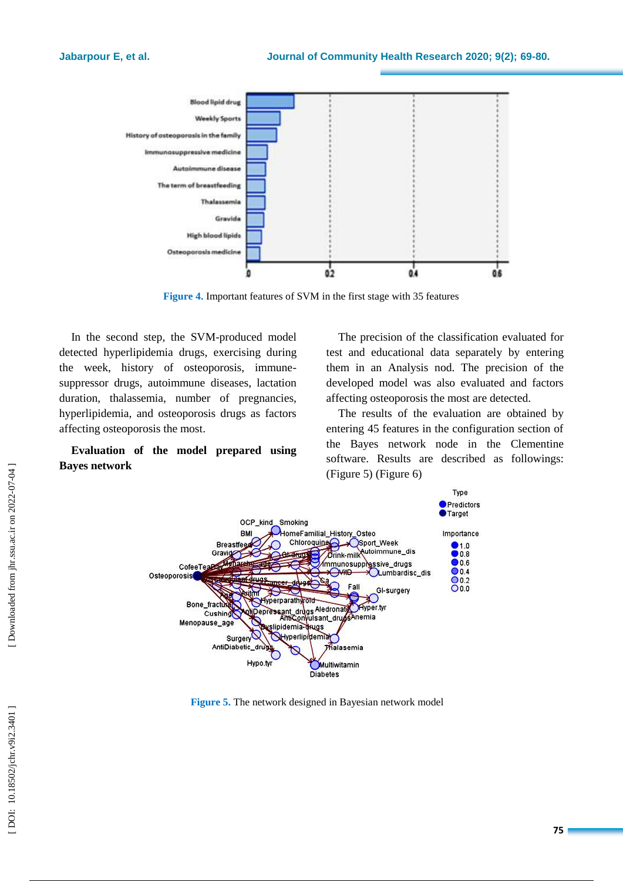Figure 4. Important features of SVM in the first stage with 35 features

In the second step, the SVM-produced model detected hyperlipidemia drugs, exercising during the week, history of osteoporosis, immune-suppressor drugs, autoimmune diseases, lactation duration, thalassemia, number of pregnancies, hyperlipidemia, and osteoporosis drugs as factors affecting osteoporosis the most.

**Evaluation of the model prepared using Bayes network**

The precision of the classification evaluated for test and educational data separately by entering them in an Analysis nod. The precision of the developed model was also evaluated and factors affecting osteoporosis the most are detected.

The results of the evaluation are obtained by entering 45 features in the configuration section of the Bayes network node in the Clementine software. Results are described as followings: (Figure 5) (Figure 6)

Figure 5. The network designed in Bayesian network model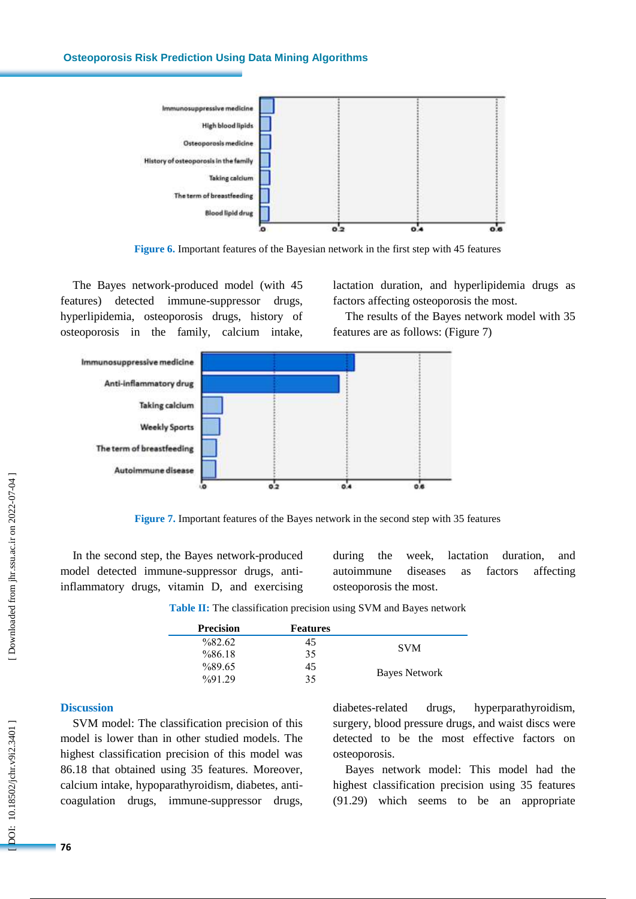Figure 6. Important features of the Bayesian network in the first step with 45 features

The Bayes network-produced model (with 45 features) detected immune-suppressor drugs, hyperlipidemia, osteoporosis drugs, history of osteoporosis in the family, calcium intake, lactation duration, and hyperlipidemia drugs as factors affecting osteoporosis the most.

The results of the Bayes network model with 35 features are as follows: (Figure 7)

Figure 7. Important features of the Bayes network in the second step with 35 features

In the second step, the Bayes network-produced model detected immune-suppressor drugs, anti-inflammatory drugs, vitamin D, and exercising during the week, lactation duration, and autoimmune diseases as factors affecting osteoporosis the most.

Table II: The classification precision using SVM and Bayes network

| Precision | Features | |
|---|---|---|
| %82.62 | 45 | SVM |
| %86.18 | 35 | |
| %89.65 | 45 | Bayes Network |
| %91.29 | 35 | |

## Discussion

SVM model: The classification precision of this model is lower than in other studied models. The highest classification precision of this model was 86.18 that obtained using 35 features. Moreover, calcium intake, hypoparathyroidism, diabetes, anti-coagulation drugs, immune-suppressor drugs, diabetes-related drugs, hyperparathyroidism, surgery, blood pressure drugs, and waist discs were detected to be the most effective factors on osteoporosis.

Bayes network model: This model had the highest classification precision using 35 features (91.29) which seems to be an appropriate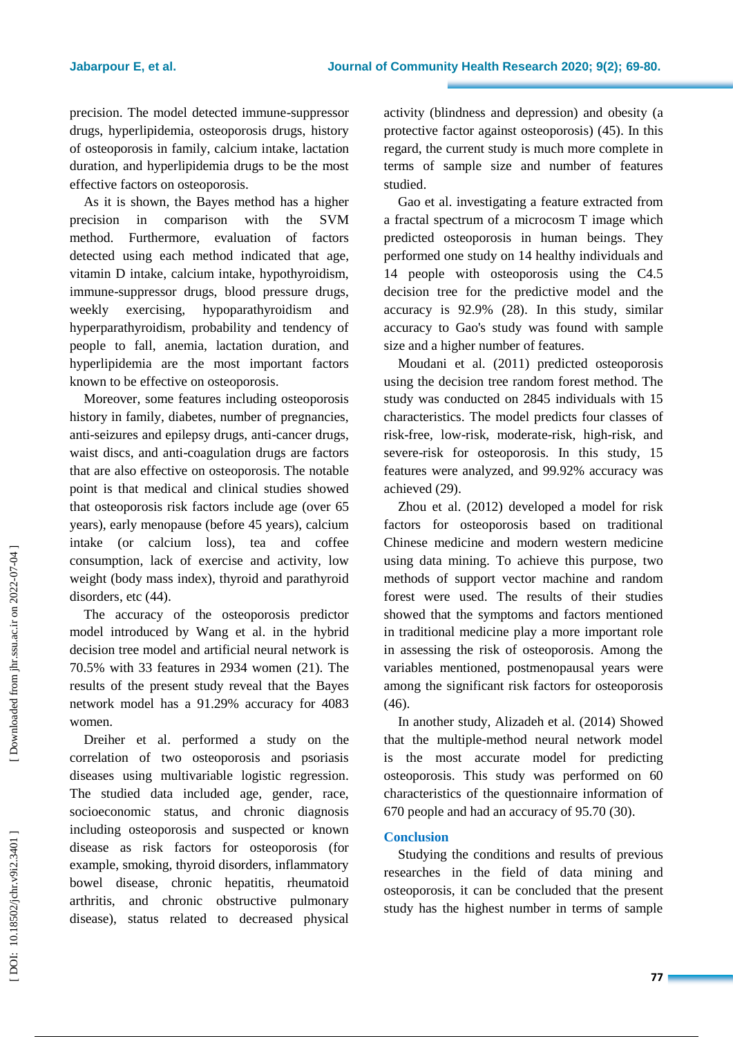precision. The model detected immune-suppressor drugs, hyperlipidemia, osteoporosis drugs, history of osteoporosis in family, calcium intake, lactation duration, and hyperlipidemia drugs to be the most effective factors on osteoporosis.

As it is shown, the Bayes method has a higher precision in comparison with the SVM method. Furthermore, evaluation of factors detected using each method indicated that age, vitamin D intake, calcium intake, hypothyroidism, immune-suppressor drugs, blood pressure drugs, weekly exercising, hypoparathyroidism and hyperparathyroidism, probability and tendency of people to fall, anemia, lactation duration, and hyperlipidemia are the most important factors known to be effective on osteoporosis.

Moreover, some features including osteoporosis history in family, diabetes, number of pregnancies, anti-seizures and epilepsy drugs, anti-cancer drugs, waist discs, and anti-coagulation drugs are factors that are also effective on osteoporosis. The notable point is that medical and clinical studies showed that osteoporosis risk factors include age (over 65 years), early menopause (before 45 years), calcium intake (or calcium loss), tea and coffee consumption, lack of exercise and activity, low weight (body mass index), thyroid and parathyroid disorders, etc (44).

The accuracy of the osteoporosis predictor model introduced by Wang et al. in the hybrid decision tree model and artificial neural network is 70.5% with 33 features in 2934 women (21). The results of the present study reveal that the Bayes network model has a 91.29% accuracy for 4083 women.

Dreiher et al. performed a study on the correlation of two osteoporosis and psoriasis diseases using multivariable logistic regression. The studied data included age, gender, race, socioeconomic status, and chronic diagnosis including osteoporosis and suspected or known disease as risk factors for osteoporosis (for example, smoking, thyroid disorders, inflammatory bowel disease, chronic hepatitis, rheumatoid arthritis, and chronic obstructive pulmonary disease), status related to decreased physical activity (blindness and depression) and obesity (a protective factor against osteoporosis) (45). In this regard, the current study is much more complete in terms of sample size and number of features studied.

Gao et al. investigating a feature extracted from a fractal spectrum of a microcosm T image which predicted osteoporosis in human beings. They performed one study on 14 healthy individuals and 14 people with osteoporosis using the C4.5 decision tree for the predictive model and the accuracy is 92.9% (28). In this study, similar accuracy to Gao's study was found with sample size and a higher number of features.

Moudani et al. (2011) predicted osteoporosis using the decision tree random forest method. The study was conducted on 2845 individuals with 15 characteristics. The model predicts four classes of risk-free, low-risk, moderate-risk, high-risk, and severe-risk for osteoporosis. In this study, 15 features were analyzed, and 99.92% accuracy was achieved (29).

Zhou et al. (2012) developed a model for risk factors for osteoporosis based on traditional Chinese medicine and modern western medicine using data mining. To achieve this purpose, two methods of support vector machine and random forest were used. The results of their studies showed that the symptoms and factors mentioned in traditional medicine play a more important role in assessing the risk of osteoporosis. Among the variables mentioned, postmenopausal years were among the significant risk factors for osteoporosis (46).

In another study, Alizadeh et al. (2014) Showed that the multiple-method neural network model is the most accurate model for predicting osteoporosis. This study was performed on 60 characteristics of the questionnaire information of 670 people and had an accuracy of 95.70 (30).

## Conclusion

Studying the conditions and results of previous researches in the field of data mining and osteoporosis, it can be concluded that the present study has the highest number in terms of sample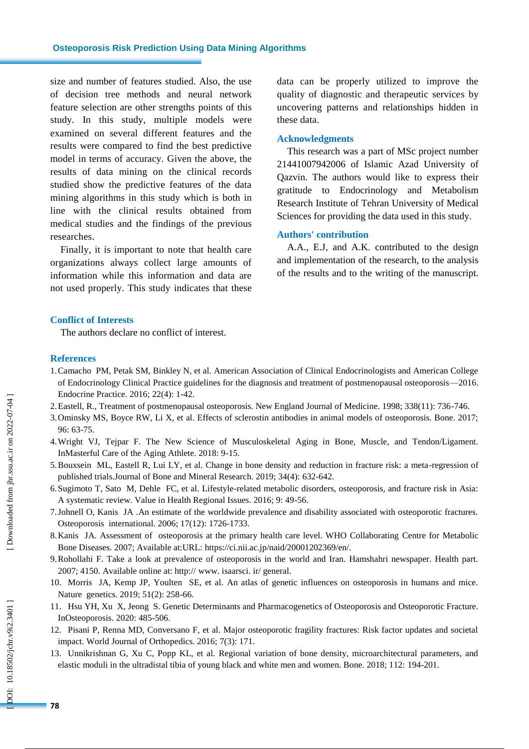size and number of features studied. Also, the use of decision tree methods and neural network feature selection are other strengths points of this study. In this study, multiple models were examined on several different features and the results were compared to find the best predictive model in terms of accuracy. Given the above, the results of data mining on the clinical records studied show the predictive features of the data mining algorithms in this study which is both in line with the clinical results obtained from medical studies and the findings of the previous researches.

Finally, it is important to note that health care organizations always collect large amounts of information while this information and data are not used properly. This study indicates that these data can be properly utilized to improve the quality of diagnostic and therapeutic services by uncovering patterns and relationships hidden in these data.

## Acknowledgments

This research was a part of MSc project number 21441007942006 of Islamic Azad University of Qazvin. The authors would like to express their gratitude to Endocrinology and Metabolism Research Institute of Tehran University of Medical Sciences for providing the data used in this study.

## Authors' contribution

A.A., E.J, and A.K. contributed to the design and implementation of the research, to the analysis of the results and to the writing of the manuscript.

## Conflict of Interests

The authors declare no conflict of interest.

## References

1. Camacho PM, Petak SM, Binkley N, et al. American Association of Clinical Endocrinologists and American College of Endocrinology Clinical Practice guidelines for the diagnosis and treatment of postmenopausal osteoporosis—2016. Endocrine Practice. 2016; 22(4): 1-42.
2. Eastell, R., Treatment of postmenopausal osteoporosis. New England Journal of Medicine. 1998; 338(11): 736-746.
3. Ominsky MS, Boyce RW, Li X, et al. Effects of sclerostin antibodies in animal models of osteoporosis. Bone. 2017; 96: 63-75.
4. Wright VJ, Tejpar F. The New Science of Musculoskeletal Aging in Bone, Muscle, and Tendon/Ligament. InMasterful Care of the Aging Athlete. 2018: 9-15.
5. Bouxsein ML, Eastell R, Lui LY, et al. Change in bone density and reduction in fracture risk: a meta-regression of published trials.Journal of Bone and Mineral Research. 2019; 34(4): 632-642.
6. Sugimoto T, Sato M, Dehle FC, et al. Lifestyle-related metabolic disorders, osteoporosis, and fracture risk in Asia: A systematic review. Value in Health Regional Issues. 2016; 9: 49-56.
7. Johnell O, Kanis JA .An estimate of the worldwide prevalence and disability associated with osteoporotic fractures. Osteoporosis international. 2006; 17(12): 1726-1733.
8. Kanis JA. Assessment of osteoporosis at the primary health care level. WHO Collaborating Centre for Metabolic Bone Diseases. 2007; Available at:URL: https://ci.nii.ac.jp/naid/20001202369/en/.
9. Rohollahi F. Take a look at prevalence of osteoporosis in the world and Iran. Hamshahri newspaper. Health part. 2007; 4150. Available online at: http:// www. isaarsci. ir/ general.
10. Morris JA, Kemp JP, Youlten SE, et al. An atlas of genetic influences on osteoporosis in humans and mice. Nature genetics. 2019; 51(2): 258-66.
11. Hsu YH, Xu X, Jeong S. Genetic Determinants and Pharmacogenetics of Osteoporosis and Osteoporotic Fracture. InOsteoporosis. 2020: 485-506.
12. Pisani P, Renna MD, Conversano F, et al. Major osteoporotic fragility fractures: Risk factor updates and societal impact. World Journal of Orthopedics. 2016; 7(3): 171.
13. Unnikrishnan G, Xu C, Popp KL, et al. Regional variation of bone density, microarchitectural parameters, and elastic moduli in the ultradistal tibia of young black and white men and women. Bone. 2018; 112: 194-201.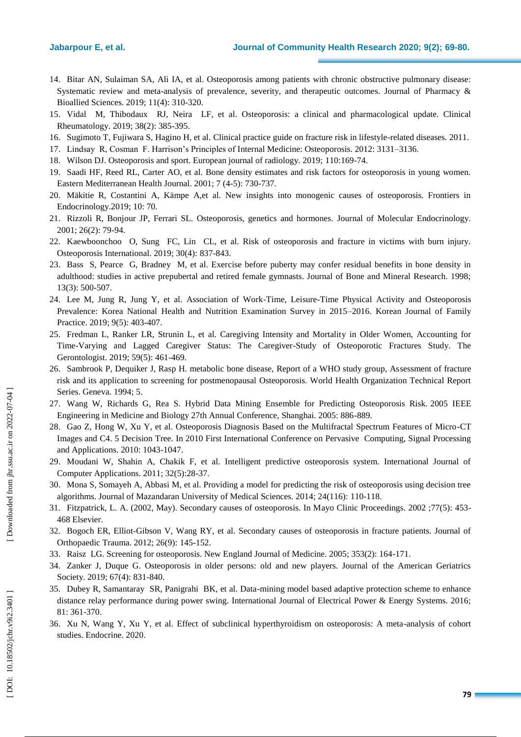14. Bitar AN, Sulaiman SA, Ali IA, et al. Osteoporosis among patients with chronic obstructive pulmonary disease: Systematic review and meta-analysis of prevalence, severity, and therapeutic outcomes. Journal of Pharmacy & Bioallied Sciences. 2019; 11(4): 310-320.
15. Vidal M, Thibodaux RJ, Neira LF, et al. Osteoporosis: a clinical and pharmacological update. Clinical Rheumatology. 2019; 38(2): 385-395.
16. Sugimoto T, Fujiwara S, Hagino H, et al. Clinical practice guide on fracture risk in lifestyle-related diseases. 2011.
17. Lindsay R, Cosman F. Harrison's Principles of Internal Medicine: Osteoporosis. 2012: 3131–3136.
18. Wilson DJ. Osteoporosis and sport. European journal of radiology. 2019; 110:169-74.
19. Saadi HF, Reed RL, Carter AO, et al. Bone density estimates and risk factors for osteoporosis in young women. Eastern Mediterranean Health Journal. 2001; 7 (4-5): 730-737.
20. Mäkitie R, Costantini A, Kämpe A,et al. New insights into monogenic causes of osteoporosis. Frontiers in Endocrinology.2019; 10: 70.
21. Rizzoli R, Bonjour JP, Ferrari SL. Osteoporosis, genetics and hormones. Journal of Molecular Endocrinology. 2001; 26(2): 79-94.
22. Kaewboonchoo O, Sung FC, Lin CL, et al. Risk of osteoporosis and fracture in victims with burn injury. Osteoporosis International. 2019; 30(4): 837-843.
23. Bass S, Pearce G, Bradney M, et al. Exercise before puberty may confer residual benefits in bone density in adulthood: studies in active prepubertal and retired female gymnasts. Journal of Bone and Mineral Research. 1998; 13(3): 500-507.
24. Lee M, Jung R, Jung Y, et al. Association of Work-Time, Leisure-Time Physical Activity and Osteoporosis Prevalence: Korea National Health and Nutrition Examination Survey in 2015–2016. Korean Journal of Family Practice. 2019; 9(5): 403-407.
25. Fredman L, Ranker LR, Strunin L, et al. Caregiving Intensity and Mortality in Older Women, Accounting for Time-Varying and Lagged Caregiver Status: The Caregiver-Study of Osteoporotic Fractures Study. The Gerontologist. 2019; 59(5): 461-469.
26. Sambrook P, Dequiker J, Rasp H. metabolic bone disease, Report of a WHO study group, Assessment of fracture risk and its application to screening for postmenopausal Osteoporosis. World Health Organization Technical Report Series. Geneva. 1994; 5.
27. Wang W, Richards G, Rea S. Hybrid Data Mining Ensemble for Predicting Osteoporosis Risk. 2005 IEEE Engineering in Medicine and Biology 27th Annual Conference, Shanghai. 2005: 886-889.
28. Gao Z, Hong W, Xu Y, et al. Osteoporosis Diagnosis Based on the Multifractal Spectrum Features of Micro-CT Images and C4. 5 Decision Tree. In 2010 First International Conference on Pervasive Computing, Signal Processing and Applications. 2010: 1043-1047.
29. Moudani W, Shahin A, Chakik F, et al. Intelligent predictive osteoporosis system. International Journal of Computer Applications. 2011; 32(5):28-37.
30. Mona S, Somayeh A, Abbasi M, et al. Providing a model for predicting the risk of osteoporosis using decision tree algorithms. Journal of Mazandaran University of Medical Sciences. 2014; 24(116): 110-118.
31. Fitzpatrick, L. A. (2002, May). Secondary causes of osteoporosis. In Mayo Clinic Proceedings. 2002 ;77(5): 453-468 Elsevier.
32. Bogoch ER, Elliot-Gibson V, Wang RY, et al. Secondary causes of osteoporosis in fracture patients. Journal of Orthopaedic Trauma. 2012; 26(9): 145-152.
33. Raisz LG. Screening for osteoporosis. New England Journal of Medicine. 2005; 353(2): 164-171.
34. Zanker J, Duque G. Osteoporosis in older persons: old and new players. Journal of the American Geriatrics Society. 2019; 67(4): 831-840.
35. Dubey R, Samantaray SR, Panigrahi BK, et al. Data-mining model based adaptive protection scheme to enhance distance relay performance during power swing. International Journal of Electrical Power & Energy Systems. 2016; 81: 361-370.
36. Xu N, Wang Y, Xu Y, et al. Effect of subclinical hyperthyroidism on osteoporosis: A meta-analysis of cohort studies. Endocrine. 2020.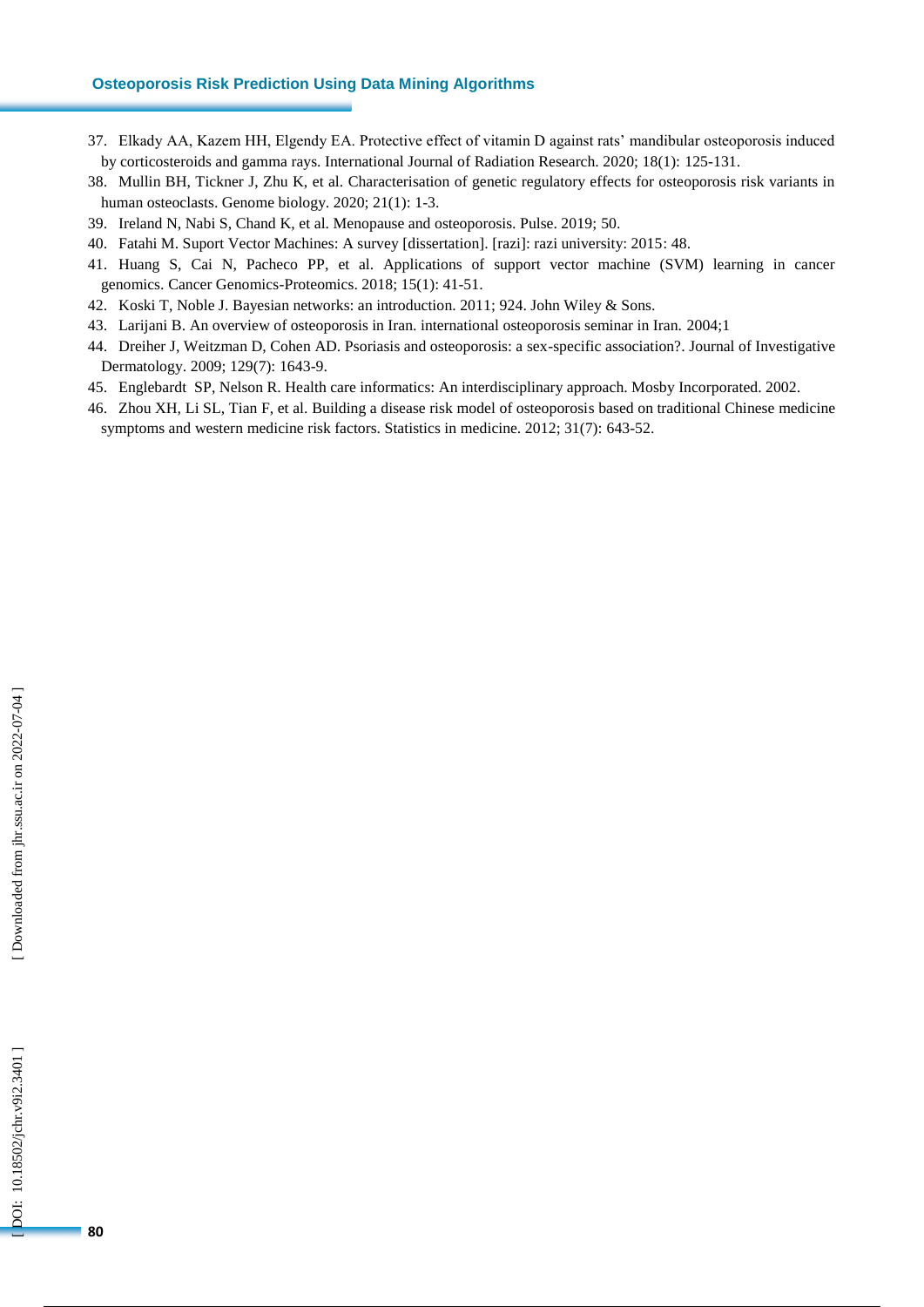37. Elkady AA, Kazem HH, Elgendy EA. Protective effect of vitamin D against rats' mandibular osteoporosis induced by corticosteroids and gamma rays. International Journal of Radiation Research. 2020; 18(1): 125-131.
38. Mullin BH, Tickner J, Zhu K, et al. Characterisation of genetic regulatory effects for osteoporosis risk variants in human osteoclasts. Genome biology. 2020; 21(1): 1-3.
39. Ireland N, Nabi S, Chand K, et al. Menopause and osteoporosis. Pulse. 2019; 50.
40. Fatahi M. Suport Vector Machines: A survey [dissertation]. [razi]: razi university: 2015: 48.
41. Huang S, Cai N, Pacheco PP, et al. Applications of support vector machine (SVM) learning in cancer genomics. Cancer Genomics-Proteomics. 2018; 15(1): 41-51.
42. Koski T, Noble J. Bayesian networks: an introduction. 2011; 924. John Wiley & Sons.
43. Larijani B. An overview of osteoporosis in Iran. international osteoporosis seminar in Iran. 2004;1
44. Dreiher J, Weitzman D, Cohen AD. Psoriasis and osteoporosis: a sex-specific association?. Journal of Investigative Dermatology. 2009; 129(7): 1643-9.
45. Englebardt SP, Nelson R. Health care informatics: An interdisciplinary approach. Mosby Incorporated. 2002.
46. Zhou XH, Li SL, Tian F, et al. Building a disease risk model of osteoporosis based on traditional Chinese medicine symptoms and western medicine risk factors. Statistics in medicine. 2012; 31(7): 643-52.